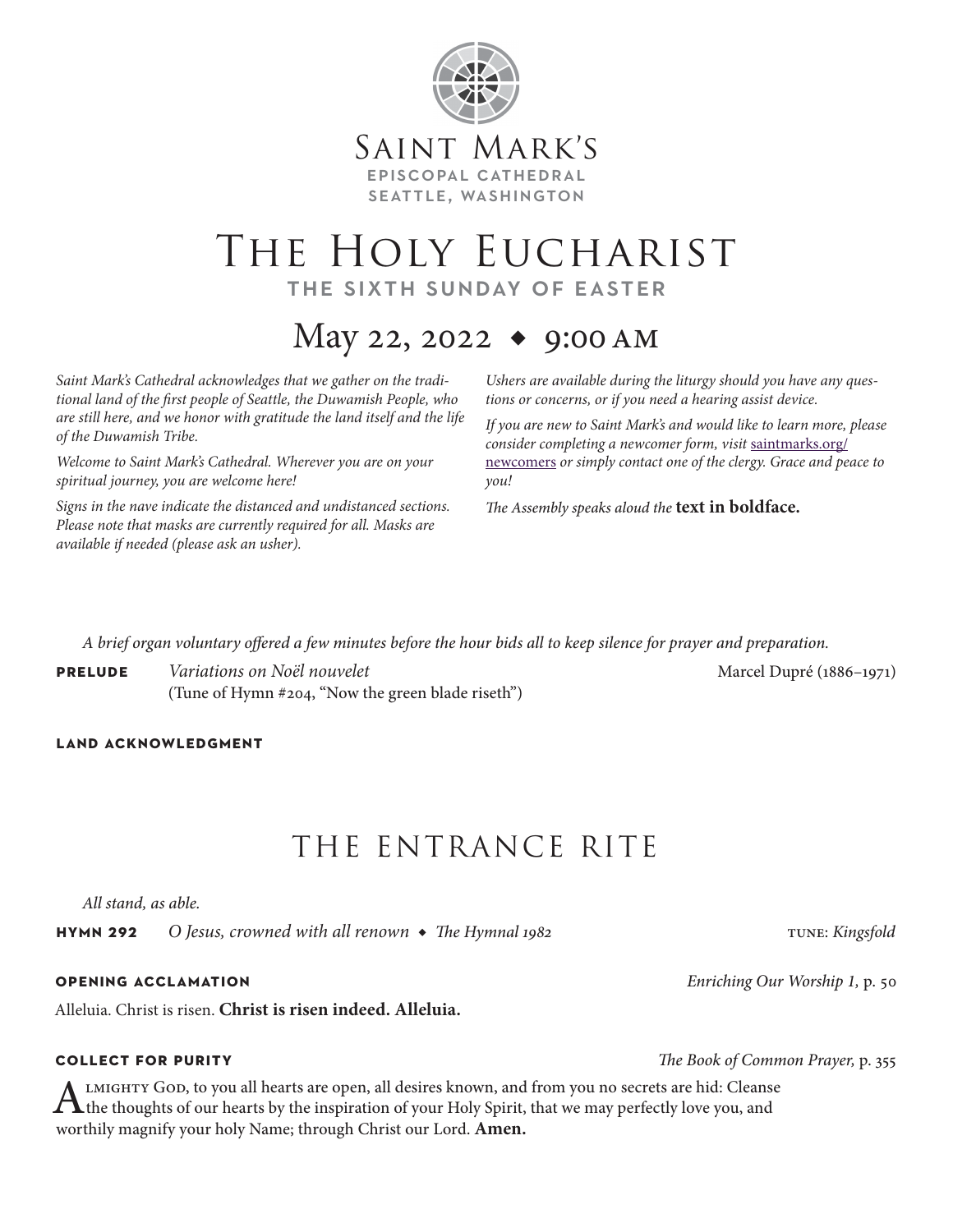Saint Mark's
**EPISCOPAL CATHEDRAL**
**SEATTLE, WASHINGTON**

# The Holy Eucharist

**THE SIXTH SUNDAY OF EASTER**

## May 22, 2022 ◆ 9:00 AM

*Saint Mark's Cathedral acknowledges that we gather on the traditional land of the first people of Seattle, the Duwamish People, who are still here, and we honor with gratitude the land itself and the life of the Duwamish Tribe.*

*Welcome to Saint Mark's Cathedral. Wherever you are on your spiritual journey, you are welcome here!*

*Signs in the nave indicate the distanced and undistanced sections. Please note that masks are currently required for all. Masks are available if needed (please ask an usher).*

*Ushers are available during the liturgy should you have any questions or concerns, or if you need a hearing assist device.*

*If you are new to Saint Mark's and would like to learn more, please consider completing a newcomer form, visit* saintmarks.org/newcomers *or simply contact one of the clergy. Grace and peace to you!*

*The Assembly speaks aloud the* **text in boldface.**

*A brief organ voluntary offered a few minutes before the hour bids all to keep silence for prayer and preparation.*

**PRELUDE** *Variations on Noël nouvelet* (Tune of Hymn #204, "Now the green blade riseth") — Marcel Dupré (1886–1971)

**LAND ACKNOWLEDGMENT**

## THE ENTRANCE RITE

*All stand, as able.*

**HYMN 292** *O Jesus, crowned with all renown* ◆ *The Hymnal 1982* — TUNE: *Kingsfold*

**OPENING ACCLAMATION** — *Enriching Our Worship 1,* p. 50

Alleluia. Christ is risen. **Christ is risen indeed. Alleluia.**

**COLLECT FOR PURITY** — *The Book of Common Prayer,* p. 355

Almighty God, to you all hearts are open, all desires known, and from you no secrets are hid: Cleanse the thoughts of our hearts by the inspiration of your Holy Spirit, that we may perfectly love you, and worthily magnify your holy Name; through Christ our Lord. **Amen.**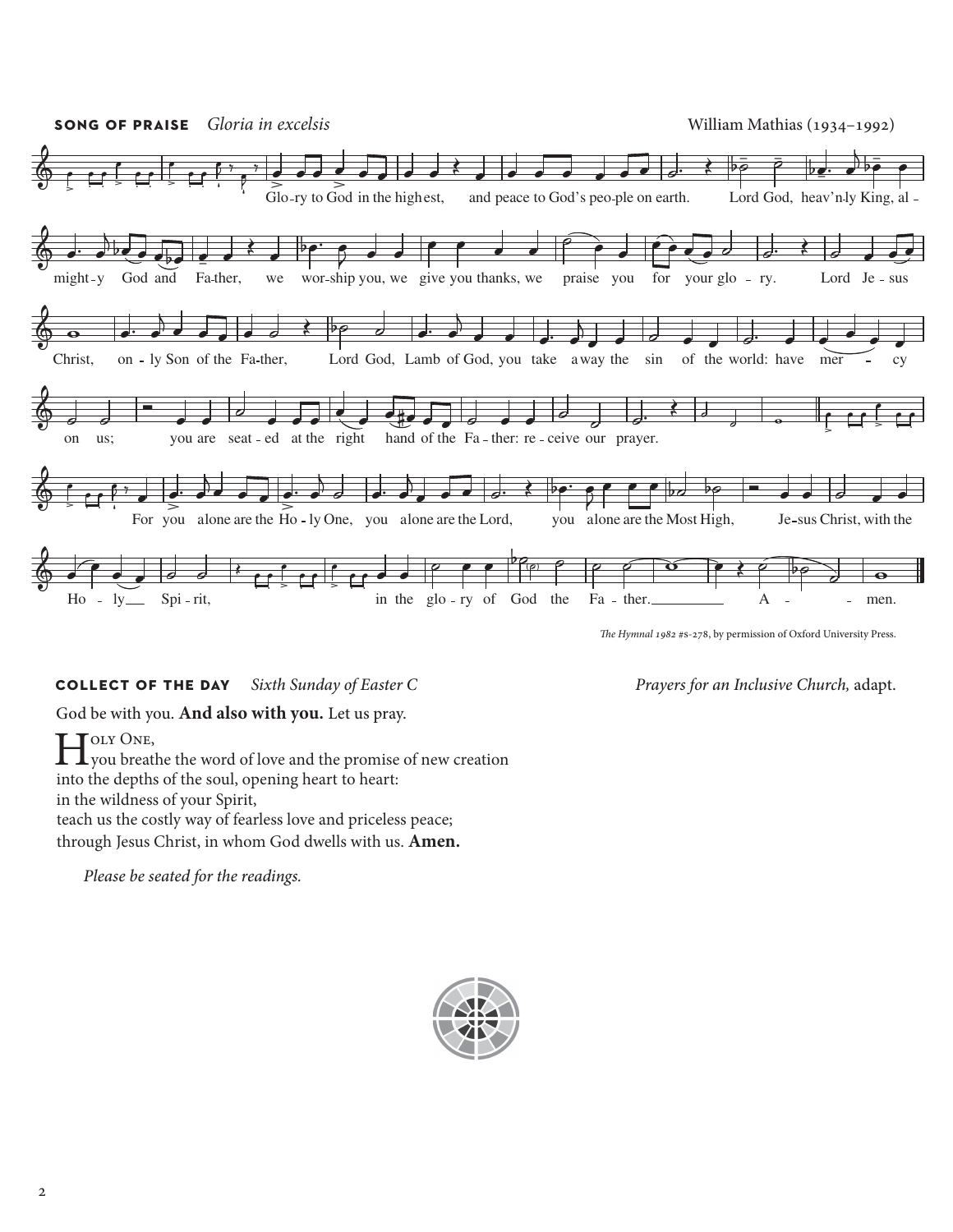**SONG OF PRAISE** *Gloria in excelsis* William Mathias (1934–1992)

Glory to God in the highest, and peace to God's people on earth. Lord God, heav'nly King, almighty God and Father, we worship you, we give you thanks, we praise you for your glory. Lord Jesus Christ, only Son of the Father, Lord God, Lamb of God, you take away the sin of the world: have mercy on us; you are seated at the right hand of the Father: receive our prayer.

For you alone are the Holy One, you alone are the Lord, you alone are the Most High, Jesus Christ, with the Holy Spirit, in the glory of God the Father. Amen.

*The Hymnal 1982* #s-278, by permission of Oxford University Press.

**COLLECT OF THE DAY** *Sixth Sunday of Easter C* *Prayers for an Inclusive Church,* adapt.

God be with you. **And also with you.** Let us pray.

Holy One,
you breathe the word of love and the promise of new creation
into the depths of the soul, opening heart to heart:
in the wildness of your Spirit,
teach us the costly way of fearless love and priceless peace;
through Jesus Christ, in whom God dwells with us. **Amen.**

*Please be seated for the readings.*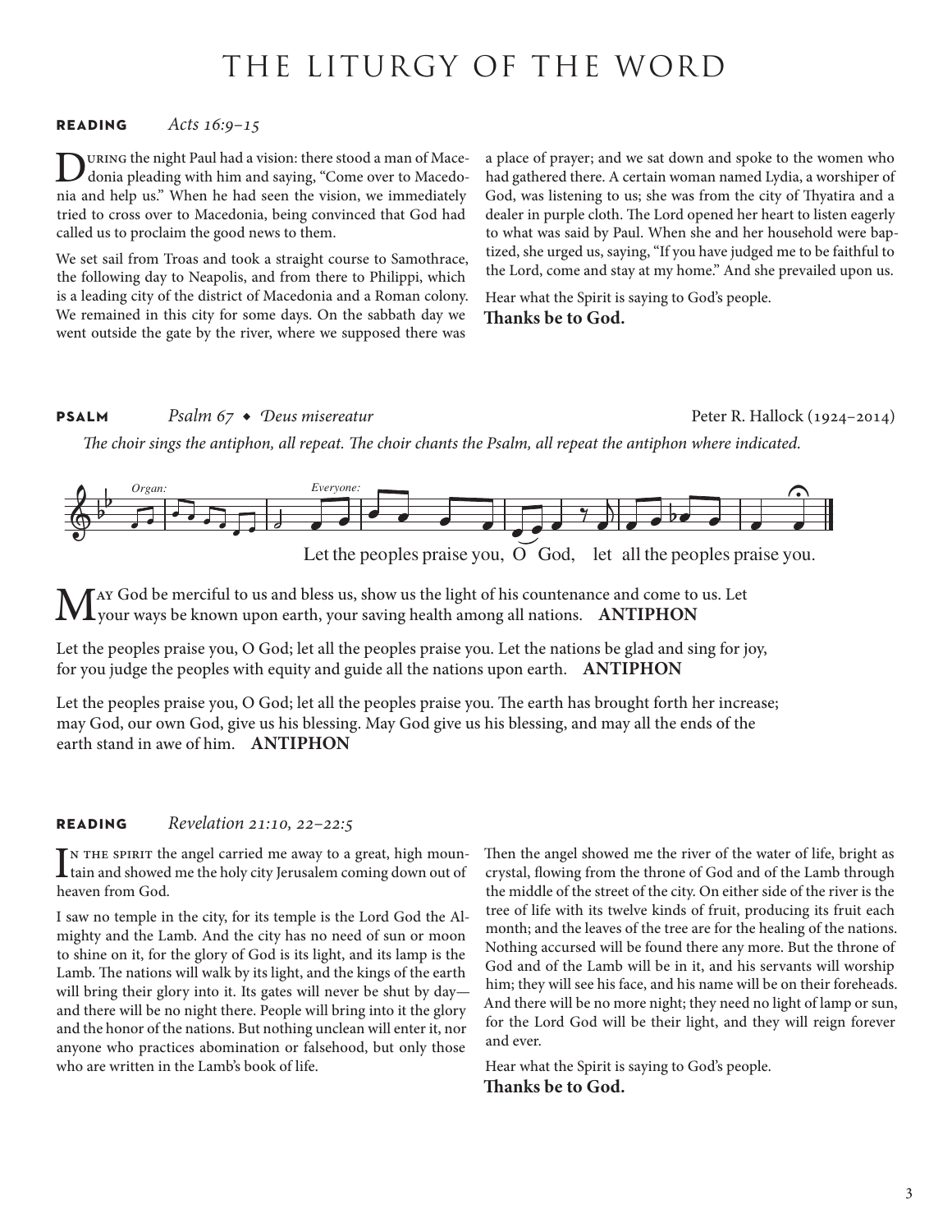# THE LITURGY OF THE WORD

**READING** *Acts 16:9–15*

During the night Paul had a vision: there stood a man of Macedonia pleading with him and saying, "Come over to Macedonia and help us." When he had seen the vision, we immediately tried to cross over to Macedonia, being convinced that God had called us to proclaim the good news to them.

We set sail from Troas and took a straight course to Samothrace, the following day to Neapolis, and from there to Philippi, which is a leading city of the district of Macedonia and a Roman colony. We remained in this city for some days. On the sabbath day we went outside the gate by the river, where we supposed there was a place of prayer; and we sat down and spoke to the women who had gathered there. A certain woman named Lydia, a worshiper of God, was listening to us; she was from the city of Thyatira and a dealer in purple cloth. The Lord opened her heart to listen eagerly to what was said by Paul. When she and her household were baptized, she urged us, saying, "If you have judged me to be faithful to the Lord, come and stay at my home." And she prevailed upon us.

Hear what the Spirit is saying to God's people.
**Thanks be to God.**

**PSALM** *Psalm 67 ◆ Deus misereatur* Peter R. Hallock (1924–2014)

*The choir sings the antiphon, all repeat. The choir chants the Psalm, all repeat the antiphon where indicated.*

*Organ:* *Everyone:*

Let the peoples praise you, O God, let all the peoples praise you.

May God be merciful to us and bless us, show us the light of his countenance and come to us. Let your ways be known upon earth, your saving health among all nations. **ANTIPHON**

Let the peoples praise you, O God; let all the peoples praise you. Let the nations be glad and sing for joy, for you judge the peoples with equity and guide all the nations upon earth. **ANTIPHON**

Let the peoples praise you, O God; let all the peoples praise you. The earth has brought forth her increase; may God, our own God, give us his blessing. May God give us his blessing, and may all the ends of the earth stand in awe of him. **ANTIPHON**

**READING** *Revelation 21:10, 22–22:5*

In the spirit the angel carried me away to a great, high mountain and showed me the holy city Jerusalem coming down out of heaven from God.

I saw no temple in the city, for its temple is the Lord God the Almighty and the Lamb. And the city has no need of sun or moon to shine on it, for the glory of God is its light, and its lamp is the Lamb. The nations will walk by its light, and the kings of the earth will bring their glory into it. Its gates will never be shut by day—and there will be no night there. People will bring into it the glory and the honor of the nations. But nothing unclean will enter it, nor anyone who practices abomination or falsehood, but only those who are written in the Lamb's book of life.

Then the angel showed me the river of the water of life, bright as crystal, flowing from the throne of God and of the Lamb through the middle of the street of the city. On either side of the river is the tree of life with its twelve kinds of fruit, producing its fruit each month; and the leaves of the tree are for the healing of the nations. Nothing accursed will be found there any more. But the throne of God and of the Lamb will be in it, and his servants will worship him; they will see his face, and his name will be on their foreheads. And there will be no more night; they need no light of lamp or sun, for the Lord God will be their light, and they will reign forever and ever.

Hear what the Spirit is saying to God's people.
**Thanks be to God.**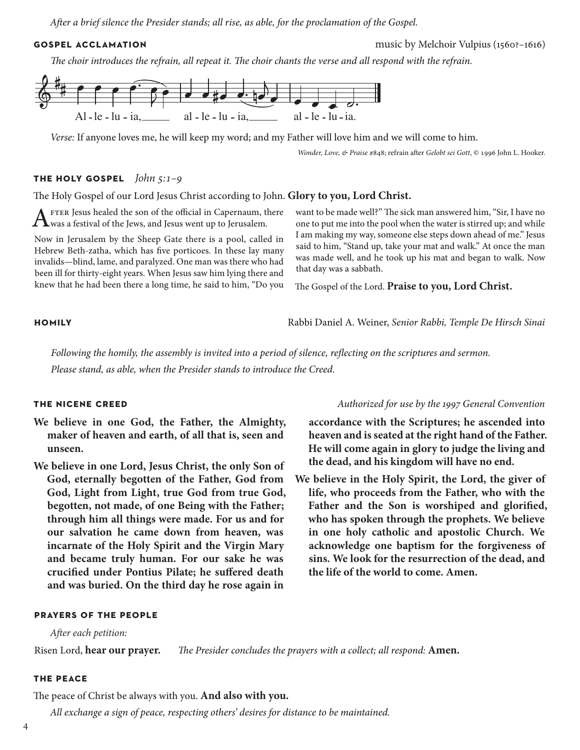*After a brief silence the Presider stands; all rise, as able, for the proclamation of the Gospel.*

## GOSPEL ACCLAMATION

music by Melchoir Vulpius (1560?–1616)

*The choir introduces the refrain, all repeat it. The choir chants the verse and all respond with the refrain.*

Al - le - lu - ia, al - le - lu - ia, al - le - lu - ia.

*Verse:* If anyone loves me, he will keep my word; and my Father will love him and we will come to him.

*Wonder, Love, & Praise* #848; refrain after *Gelobt sei Gott*, © 1996 John L. Hooker.

## THE HOLY GOSPEL *John 5:1–9*

The Holy Gospel of our Lord Jesus Christ according to John. **Glory to you, Lord Christ.**

After Jesus healed the son of the official in Capernaum, there was a festival of the Jews, and Jesus went up to Jerusalem.

Now in Jerusalem by the Sheep Gate there is a pool, called in Hebrew Beth-zatha, which has five porticoes. In these lay many invalids—blind, lame, and paralyzed. One man was there who had been ill for thirty-eight years. When Jesus saw him lying there and knew that he had been there a long time, he said to him, "Do you want to be made well?" The sick man answered him, "Sir, I have no one to put me into the pool when the water is stirred up; and while I am making my way, someone else steps down ahead of me." Jesus said to him, "Stand up, take your mat and walk." At once the man was made well, and he took up his mat and began to walk. Now that day was a sabbath.

The Gospel of the Lord. **Praise to you, Lord Christ.**

## HOMILY

Rabbi Daniel A. Weiner, *Senior Rabbi, Temple De Hirsch Sinai*

*Following the homily, the assembly is invited into a period of silence, reflecting on the scriptures and sermon.*

*Please stand, as able, when the Presider stands to introduce the Creed.*

## THE NICENE CREED

*Authorized for use by the 1997 General Convention*

**We believe in one God, the Father, the Almighty, maker of heaven and earth, of all that is, seen and unseen.**

**We believe in one Lord, Jesus Christ, the only Son of God, eternally begotten of the Father, God from God, Light from Light, true God from true God, begotten, not made, of one Being with the Father; through him all things were made. For us and for our salvation he came down from heaven, was incarnate of the Holy Spirit and the Virgin Mary and became truly human. For our sake he was crucified under Pontius Pilate; he suffered death and was buried. On the third day he rose again in accordance with the Scriptures; he ascended into heaven and is seated at the right hand of the Father. He will come again in glory to judge the living and the dead, and his kingdom will have no end.**

**We believe in the Holy Spirit, the Lord, the giver of life, who proceeds from the Father, who with the Father and the Son is worshiped and glorified, who has spoken through the prophets. We believe in one holy catholic and apostolic Church. We acknowledge one baptism for the forgiveness of sins. We look for the resurrection of the dead, and the life of the world to come. Amen.**

## PRAYERS OF THE PEOPLE

*After each petition:*

Risen Lord, **hear our prayer.** *The Presider concludes the prayers with a collect; all respond:* **Amen.**

## THE PEACE

The peace of Christ be always with you. **And also with you.**

*All exchange a sign of peace, respecting others' desires for distance to be maintained.*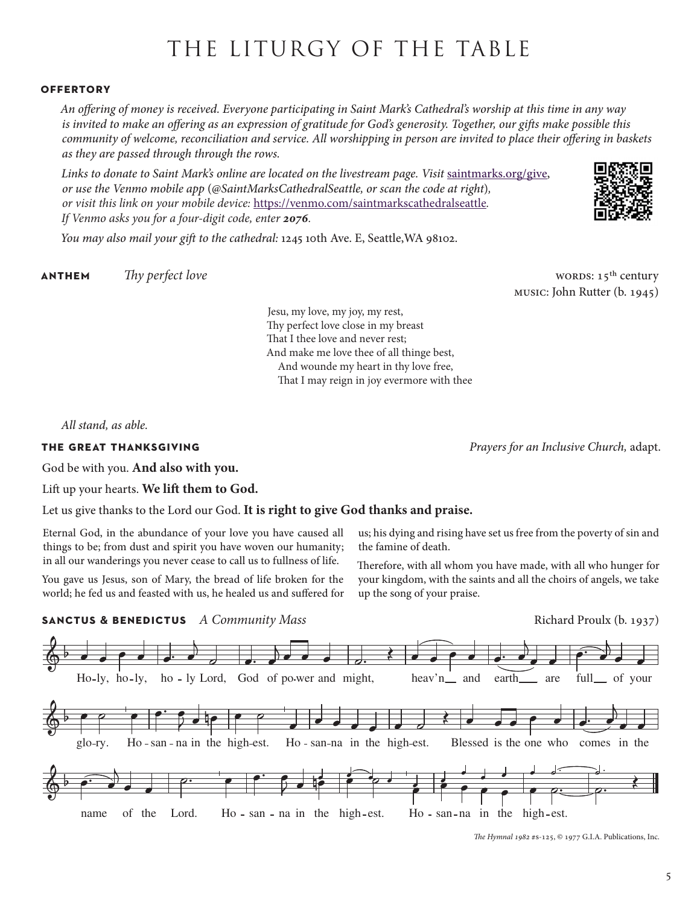# THE LITURGY OF THE TABLE

**OFFERTORY**

*An offering of money is received. Everyone participating in Saint Mark's Cathedral's worship at this time in any way is invited to make an offering as an expression of gratitude for God's generosity. Together, our gifts make possible this community of welcome, reconciliation and service. All worshipping in person are invited to place their offering in baskets as they are passed through through the rows.*

*Links to donate to Saint Mark's online are located on the livestream page. Visit* saintmarks.org/give*, or use the Venmo mobile app (@SaintMarksCathedralSeattle, or scan the code at right), or visit this link on your mobile device:* https://venmo.com/saintmarkscathedralseattle*. If Venmo asks you for a four-digit code, enter* ***2076****.*

*You may also mail your gift to the cathedral:* 1245 10th Ave. E, Seattle,WA 98102.

**ANTHEM** *Thy perfect love*

WORDS: 15th century
MUSIC: John Rutter (b. 1945)

Jesu, my love, my joy, my rest,
Thy perfect love close in my breast
That I thee love and never rest;
And make me love thee of all thinge best,
And wounde my heart in thy love free,
That I may reign in joy evermore with thee

*All stand, as able.*

**THE GREAT THANKSGIVING** *Prayers for an Inclusive Church,* adapt.

God be with you. **And also with you.**

Lift up your hearts. **We lift them to God.**

Let us give thanks to the Lord our God. **It is right to give God thanks and praise.**

Eternal God, in the abundance of your love you have caused all things to be; from dust and spirit you have woven our humanity; in all our wanderings you never cease to call us to fullness of life.

You gave us Jesus, son of Mary, the bread of life broken for the world; he fed us and feasted with us, he healed us and suffered for us; his dying and rising have set us free from the poverty of sin and the famine of death.

Therefore, with all whom you have made, with all who hunger for your kingdom, with the saints and all the choirs of angels, we take up the song of your praise.

**SANCTUS & BENEDICTUS** *A Community Mass* Richard Proulx (b. 1937)

Holy, holy, holy Lord, God of power and might, heav'n and earth are full of your glory. Hosanna in the highest. Hosanna in the highest. Blessed is the one who comes in the name of the Lord. Hosanna in the highest. Hosanna in the highest.

*The Hymnal 1982* #s-125, © 1977 G.I.A. Publications, Inc.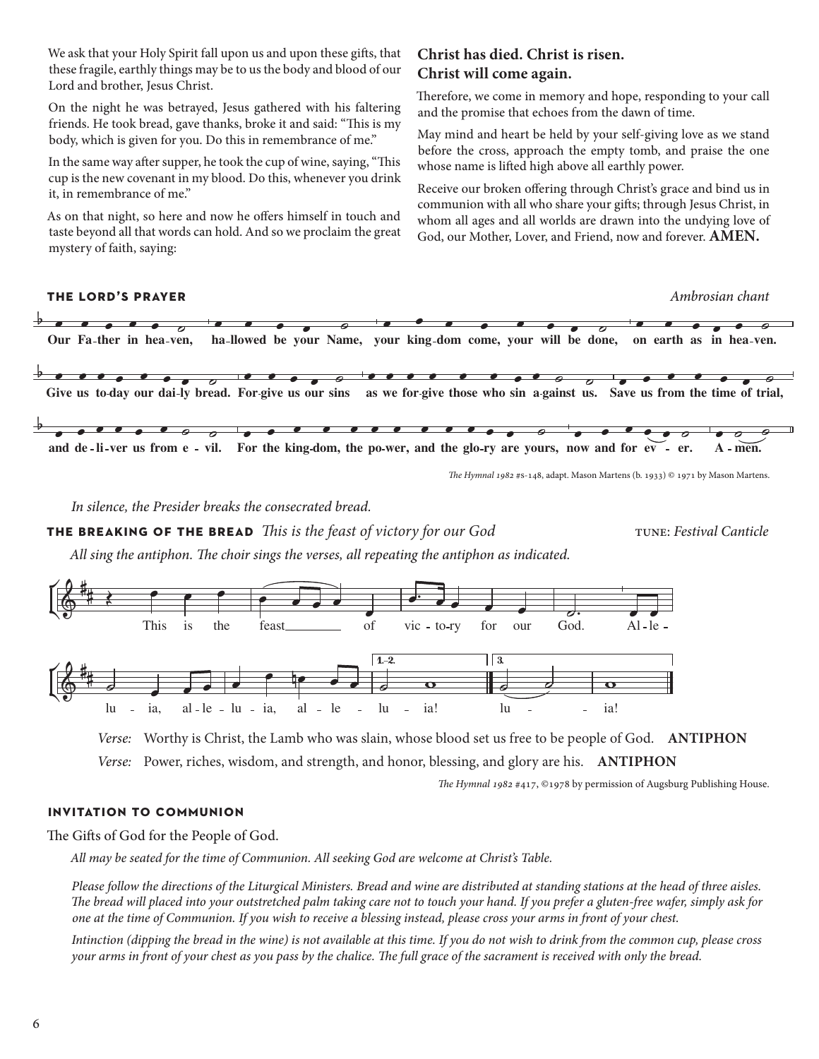We ask that your Holy Spirit fall upon us and upon these gifts, that these fragile, earthly things may be to us the body and blood of our Lord and brother, Jesus Christ.

On the night he was betrayed, Jesus gathered with his faltering friends. He took bread, gave thanks, broke it and said: "This is my body, which is given for you. Do this in remembrance of me."

In the same way after supper, he took the cup of wine, saying, "This cup is the new covenant in my blood. Do this, whenever you drink it, in remembrance of me."

As on that night, so here and now he offers himself in touch and taste beyond all that words can hold. And so we proclaim the great mystery of faith, saying:

**Christ has died. Christ is risen. Christ will come again.**

Therefore, we come in memory and hope, responding to your call and the promise that echoes from the dawn of time.

May mind and heart be held by your self-giving love as we stand before the cross, approach the empty tomb, and praise the one whose name is lifted high above all earthly power.

Receive our broken offering through Christ's grace and bind us in communion with all who share your gifts; through Jesus Christ, in whom all ages and all worlds are drawn into the undying love of God, our Mother, Lover, and Friend, now and forever. **AMEN.**

## THE LORD'S PRAYER

*Ambrosian chant*

**Our Fa-ther in hea-ven, ha-llowed be your Name, your king-dom come, your will be done, on earth as in hea-ven.**

**Give us to-day our dai-ly bread. For-give us our sins as we for-give those who sin a-gainst us. Save us from the time of trial,**

**and de-li-ver us from e-vil. For the king-dom, the po-wer, and the glo-ry are yours, now and for ev-er. A-men.**

*The Hymnal 1982* #s-148, adapt. Mason Martens (b. 1933) © 1971 by Mason Martens.

*In silence, the Presider breaks the consecrated bread.*

## THE BREAKING OF THE BREAD *This is the feast of victory for our God*

TUNE: *Festival Canticle*

*All sing the antiphon. The choir sings the verses, all repeating the antiphon as indicated.*

This is the feast of vic-to-ry for our God. Al-le-lu-ia, al-le-lu-ia, al-le-lu-ia! lu-ia!

*Verse:* Worthy is Christ, the Lamb who was slain, whose blood set us free to be people of God. **ANTIPHON**

*Verse:* Power, riches, wisdom, and strength, and honor, blessing, and glory are his. **ANTIPHON**

*The Hymnal 1982* #417, ©1978 by permission of Augsburg Publishing House.

## INVITATION TO COMMUNION

The Gifts of God for the People of God.

*All may be seated for the time of Communion. All seeking God are welcome at Christ's Table.*

*Please follow the directions of the Liturgical Ministers. Bread and wine are distributed at standing stations at the head of three aisles. The bread will placed into your outstretched palm taking care not to touch your hand. If you prefer a gluten-free wafer, simply ask for one at the time of Communion. If you wish to receive a blessing instead, please cross your arms in front of your chest.*

*Intinction (dipping the bread in the wine) is not available at this time. If you do not wish to drink from the common cup, please cross your arms in front of your chest as you pass by the chalice. The full grace of the sacrament is received with only the bread.*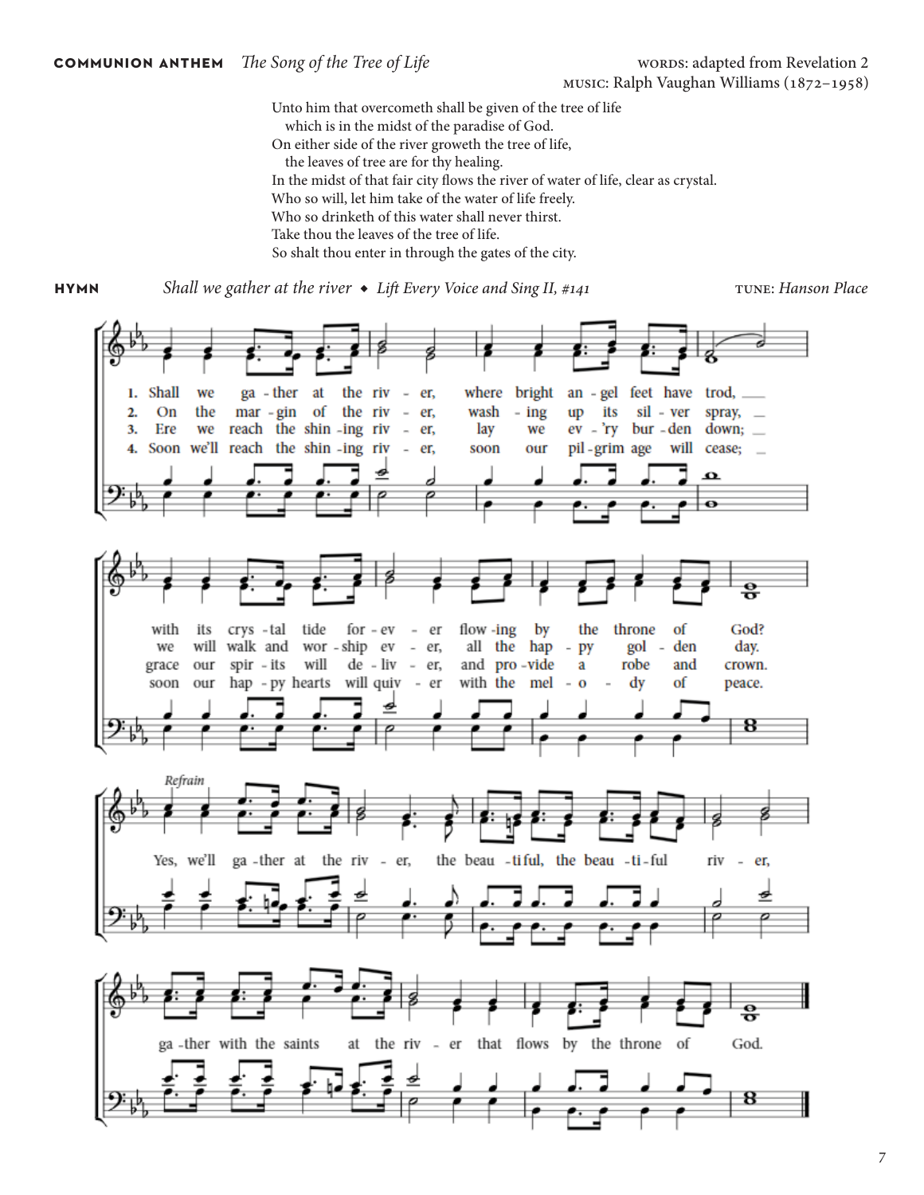**COMMUNION ANTHEM** *The Song of the Tree of Life*

WORDS: adapted from Revelation 2
MUSIC: Ralph Vaughan Williams (1872–1958)

Unto him that overcometh shall be given of the tree of life
which is in the midst of the paradise of God.
On either side of the river groweth the tree of life,
the leaves of tree are for thy healing.
In the midst of that fair city flows the river of water of life, clear as crystal.
Who so will, let him take of the water of life freely.
Who so drinketh of this water shall never thirst.
Take thou the leaves of the tree of life.
So shalt thou enter in through the gates of the city.

**HYMN** *Shall we gather at the river* ◆ *Lift Every Voice and Sing II, #141*

TUNE: *Hanson Place*

1. Shall we gather at the river, where bright angel feet have trod, with its crystal tide for ever flowing by the throne of God?
2. On the margin of the river, washing up its silver spray, we will walk and worship ever, all the happy golden day.
3. Ere we reach the shining river, lay we every burden down; grace our spirits will deliver, and provide a robe and crown.
4. Soon we'll reach the shining river, soon our pilgrim age will cease; soon our happy hearts will quiver with the melody of peace.

*Refrain*
Yes, we'll gather at the river, the beautiful, the beautiful river, gather with the saints at the river that flows by the throne of God.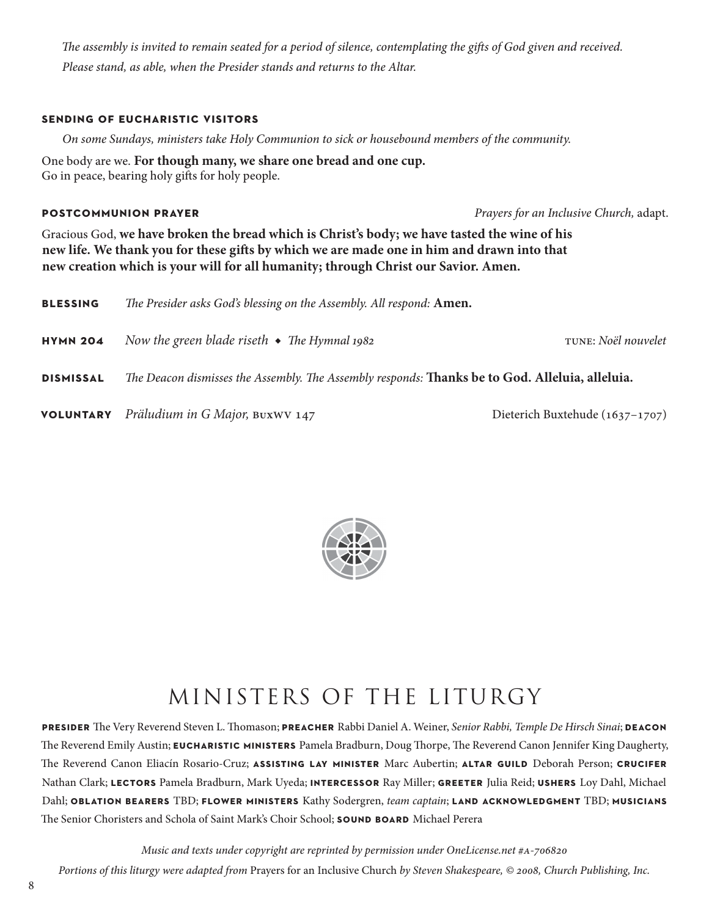*The assembly is invited to remain seated for a period of silence, contemplating the gifts of God given and received. Please stand, as able, when the Presider stands and returns to the Altar.*

### SENDING OF EUCHARISTIC VISITORS

*On some Sundays, ministers take Holy Communion to sick or housebound members of the community.*

One body are we. **For though many, we share one bread and one cup.**
Go in peace, bearing holy gifts for holy people.

### POSTCOMMUNION PRAYER

*Prayers for an Inclusive Church,* adapt.

Gracious God, **we have broken the bread which is Christ's body; we have tasted the wine of his new life. We thank you for these gifts by which we are made one in him and drawn into that new creation which is your will for all humanity; through Christ our Savior. Amen.**

**BLESSING** *The Presider asks God's blessing on the Assembly. All respond:* **Amen.**

**HYMN 204** *Now the green blade riseth* ◆ *The Hymnal 1982* — TUNE: *Noël nouvelet*

**DISMISSAL** *The Deacon dismisses the Assembly. The Assembly responds:* **Thanks be to God. Alleluia, alleluia.**

**VOLUNTARY** *Präludium in G Major,* BuxWV 147 — Dieterich Buxtehude (1637–1707)

## MINISTERS OF THE LITURGY

**PRESIDER** The Very Reverend Steven L. Thomason; **PREACHER** Rabbi Daniel A. Weiner, *Senior Rabbi, Temple De Hirsch Sinai*; **DEACON** The Reverend Emily Austin; **EUCHARISTIC MINISTERS** Pamela Bradburn, Doug Thorpe, The Reverend Canon Jennifer King Daugherty, The Reverend Canon Eliacín Rosario-Cruz; **ASSISTING LAY MINISTER** Marc Aubertin; **ALTAR GUILD** Deborah Person; **CRUCIFER** Nathan Clark; **LECTORS** Pamela Bradburn, Mark Uyeda; **INTERCESSOR** Ray Miller; **GREETER** Julia Reid; **USHERS** Loy Dahl, Michael Dahl; **OBLATION BEARERS** TBD; **FLOWER MINISTERS** Kathy Sodergren, *team captain*; **LAND ACKNOWLEDGMENT** TBD; **MUSICIANS** The Senior Choristers and Schola of Saint Mark's Choir School; **SOUND BOARD** Michael Perera

*Music and texts under copyright are reprinted by permission under OneLicense.net #A-706820*

*Portions of this liturgy were adapted from* Prayers for an Inclusive Church *by Steven Shakespeare, © 2008, Church Publishing, Inc.*